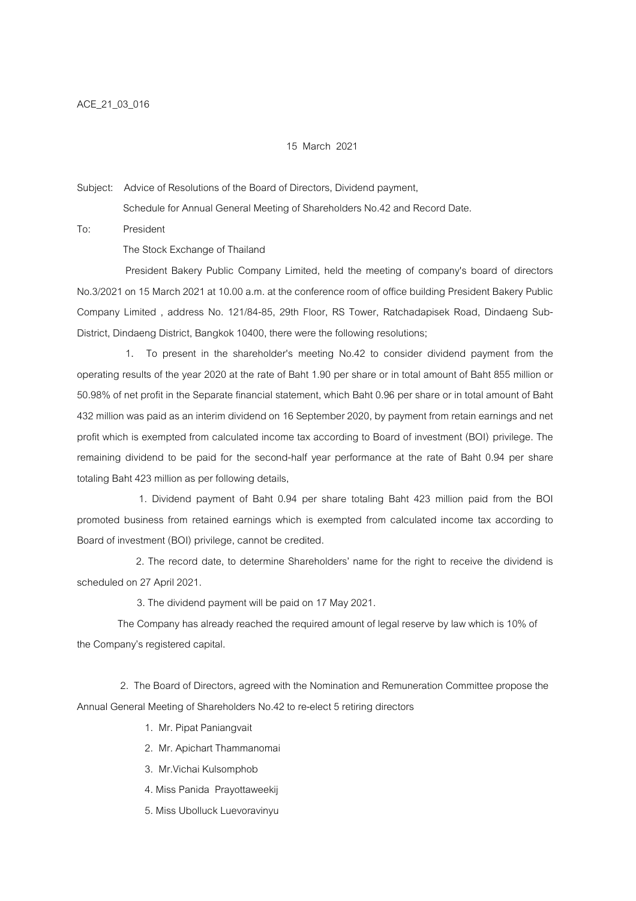ACE_21_03_016

15 March 2021

Subject: Advice of Resolutions of the Board of Directors, Dividend payment, Schedule for Annual General Meeting of Shareholders No.42 and Record Date.

To: President
The Stock Exchange of Thailand

President Bakery Public Company Limited, held the meeting of company's board of directors No.3/2021 on 15 March 2021 at 10.00 a.m. at the conference room of office building President Bakery Public Company Limited , address No. 121/84-85, 29th Floor, RS Tower, Ratchadapisek Road, Dindaeng Sub-District, Dindaeng District, Bangkok 10400, there were the following resolutions;

1. To present in the shareholder's meeting No.42 to consider dividend payment from the operating results of the year 2020 at the rate of Baht 1.90 per share or in total amount of Baht 855 million or 50.98% of net profit in the Separate financial statement, which Baht 0.96 per share or in total amount of Baht 432 million was paid as an interim dividend on 16 September 2020, by payment from retain earnings and net profit which is exempted from calculated income tax according to Board of investment (BOI) privilege. The remaining dividend to be paid for the second-half year performance at the rate of Baht 0.94 per share totaling Baht 423 million as per following details,

1. Dividend payment of Baht 0.94 per share totaling Baht 423 million paid from the BOI promoted business from retained earnings which is exempted from calculated income tax according to Board of investment (BOI) privilege, cannot be credited.

2. The record date, to determine Shareholders' name for the right to receive the dividend is scheduled on 27 April 2021.

3. The dividend payment will be paid on 17 May 2021.

The Company has already reached the required amount of legal reserve by law which is 10% of the Company's registered capital.

2. The Board of Directors, agreed with the Nomination and Remuneration Committee propose the Annual General Meeting of Shareholders No.42 to re-elect 5 retiring directors

1. Mr. Pipat Paniangvait
2. Mr. Apichart Thammanomai
3. Mr.Vichai Kulsomphob
4. Miss Panida Prayottaweekij
5. Miss Ubolluck Luevoravinyu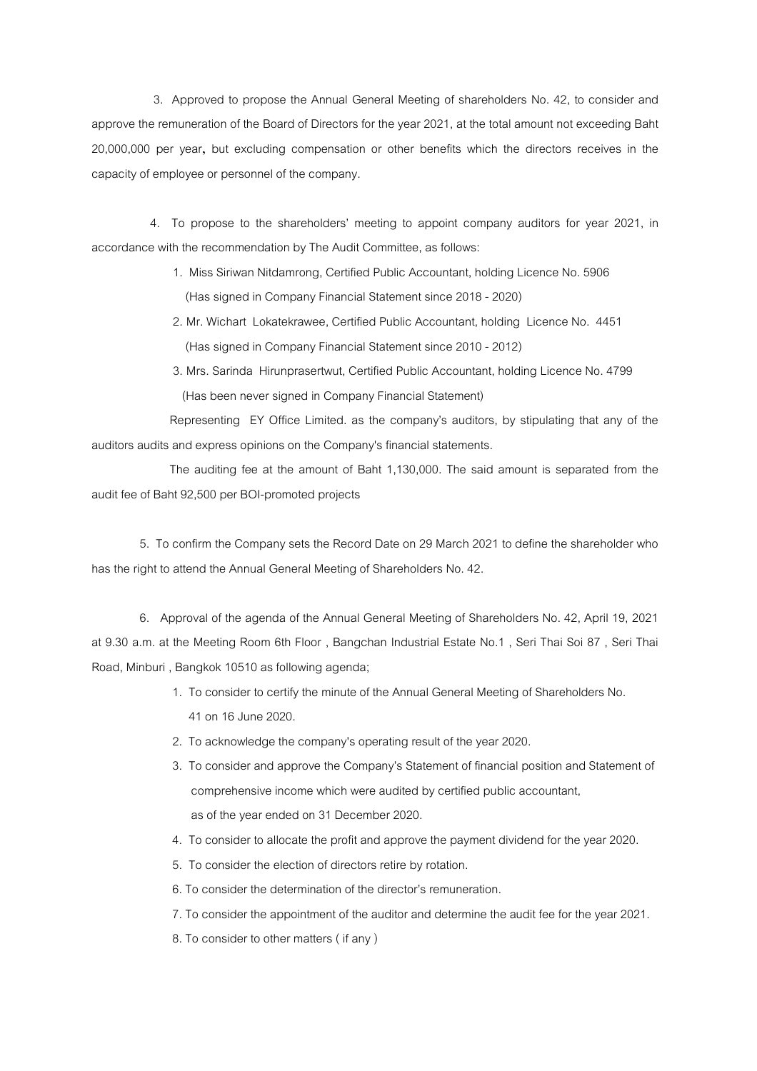3. Approved to propose the Annual General Meeting of shareholders No. 42, to consider and approve the remuneration of the Board of Directors for the year 2021, at the total amount not exceeding Baht 20,000,000 per year**,** but excluding compensation or other benefits which the directors receives in the capacity of employee or personnel of the company.

4. To propose to the shareholders' meeting to appoint company auditors for year 2021, in accordance with the recommendation by The Audit Committee, as follows:

1. Miss Siriwan Nitdamrong, Certified Public Accountant, holding Licence No. 5906
   (Has signed in Company Financial Statement since 2018 - 2020)
2. Mr. Wichart Lokatekrawee, Certified Public Accountant, holding Licence No. 4451
   (Has signed in Company Financial Statement since 2010 - 2012)
3. Mrs. Sarinda Hirunprasertwut, Certified Public Accountant, holding Licence No. 4799
   (Has been never signed in Company Financial Statement)

Representing EY Office Limited. as the company's auditors, by stipulating that any of the auditors audits and express opinions on the Company's financial statements.

The auditing fee at the amount of Baht 1,130,000. The said amount is separated from the audit fee of Baht 92,500 per BOI-promoted projects

5. To confirm the Company sets the Record Date on 29 March 2021 to define the shareholder who has the right to attend the Annual General Meeting of Shareholders No. 42.

6. Approval of the agenda of the Annual General Meeting of Shareholders No. 42, April 19, 2021 at 9.30 a.m. at the Meeting Room 6th Floor , Bangchan Industrial Estate No.1 , Seri Thai Soi 87 , Seri Thai Road, Minburi , Bangkok 10510 as following agenda;

1. To consider to certify the minute of the Annual General Meeting of Shareholders No. 41 on 16 June 2020.
2. To acknowledge the company's operating result of the year 2020.
3. To consider and approve the Company's Statement of financial position and Statement of comprehensive income which were audited by certified public accountant, as of the year ended on 31 December 2020.
4. To consider to allocate the profit and approve the payment dividend for the year 2020.
5. To consider the election of directors retire by rotation.
6. To consider the determination of the director's remuneration.
7. To consider the appointment of the auditor and determine the audit fee for the year 2021.
8. To consider to other matters ( if any )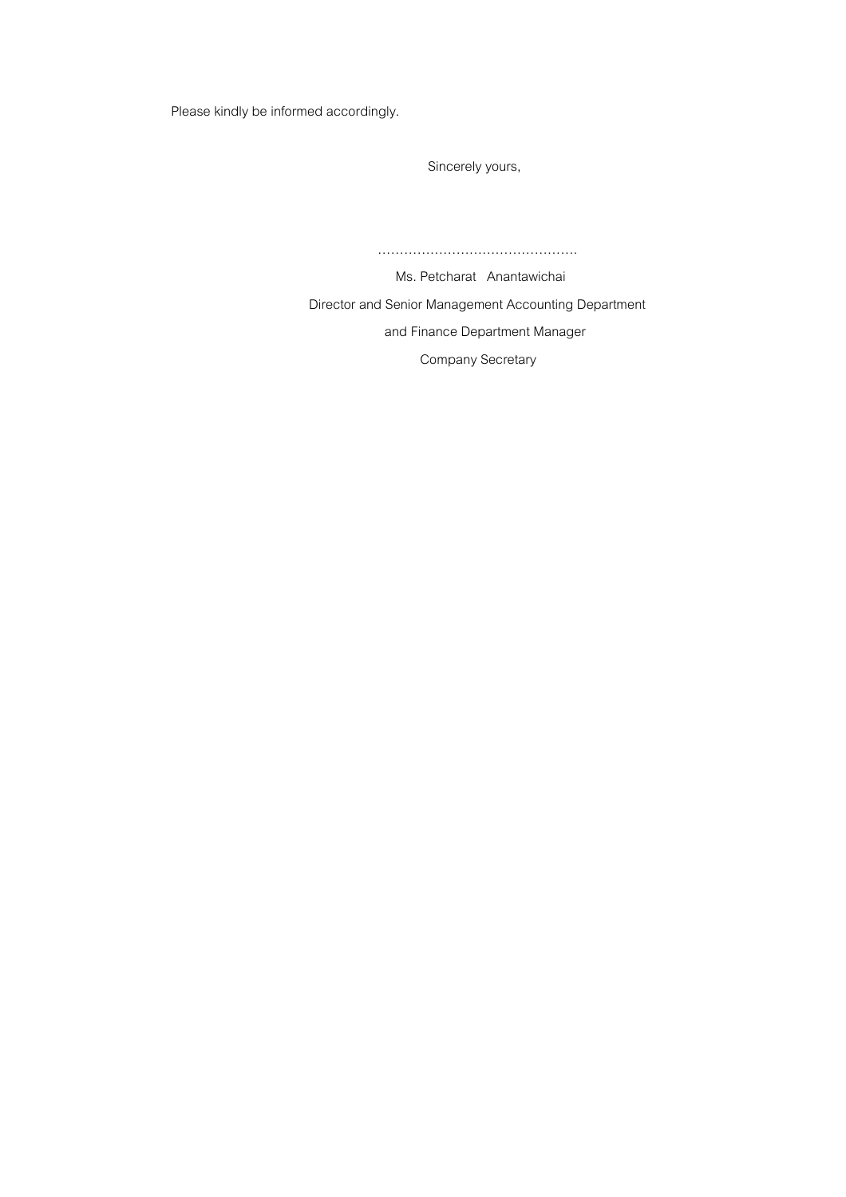Please kindly be informed accordingly.

Sincerely yours,

……………………………………..

Ms. Petcharat Anantawichai

Director and Senior Management Accounting Department

and Finance Department Manager

Company Secretary